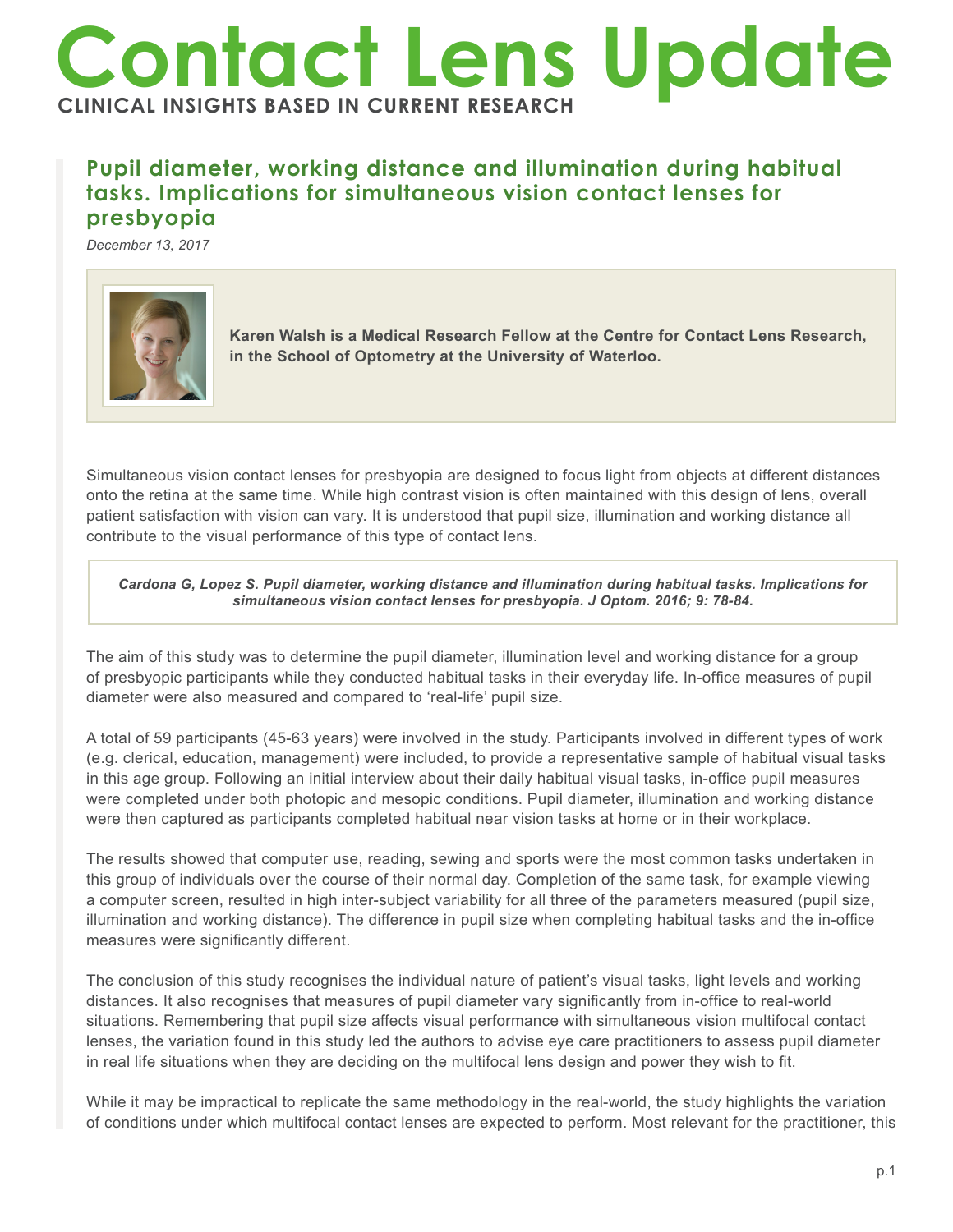# Contact Lens Update

**CLINICAL INSIGHTS BASED IN CURRENT RESEARCH**

## Pupil diameter, working distance and illumination during habitual tasks. Implications for simultaneous vision contact lenses for presbyopia

*December 13, 2017*

**Karen Walsh is a Medical Research Fellow at the Centre for Contact Lens Research, in the School of Optometry at the University of Waterloo.**

Simultaneous vision contact lenses for presbyopia are designed to focus light from objects at different distances onto the retina at the same time. While high contrast vision is often maintained with this design of lens, overall patient satisfaction with vision can vary. It is understood that pupil size, illumination and working distance all contribute to the visual performance of this type of contact lens.

***Cardona G, Lopez S. Pupil diameter, working distance and illumination during habitual tasks. Implications for simultaneous vision contact lenses for presbyopia. J Optom. 2016; 9: 78-84.***

The aim of this study was to determine the pupil diameter, illumination level and working distance for a group of presbyopic participants while they conducted habitual tasks in their everyday life. In-office measures of pupil diameter were also measured and compared to 'real-life' pupil size.

A total of 59 participants (45-63 years) were involved in the study. Participants involved in different types of work (e.g. clerical, education, management) were included, to provide a representative sample of habitual visual tasks in this age group. Following an initial interview about their daily habitual visual tasks, in-office pupil measures were completed under both photopic and mesopic conditions. Pupil diameter, illumination and working distance were then captured as participants completed habitual near vision tasks at home or in their workplace.

The results showed that computer use, reading, sewing and sports were the most common tasks undertaken in this group of individuals over the course of their normal day. Completion of the same task, for example viewing a computer screen, resulted in high inter-subject variability for all three of the parameters measured (pupil size, illumination and working distance). The difference in pupil size when completing habitual tasks and the in-office measures were significantly different.

The conclusion of this study recognises the individual nature of patient's visual tasks, light levels and working distances. It also recognises that measures of pupil diameter vary significantly from in-office to real-world situations. Remembering that pupil size affects visual performance with simultaneous vision multifocal contact lenses, the variation found in this study led the authors to advise eye care practitioners to assess pupil diameter in real life situations when they are deciding on the multifocal lens design and power they wish to fit.

While it may be impractical to replicate the same methodology in the real-world, the study highlights the variation of conditions under which multifocal contact lenses are expected to perform. Most relevant for the practitioner, this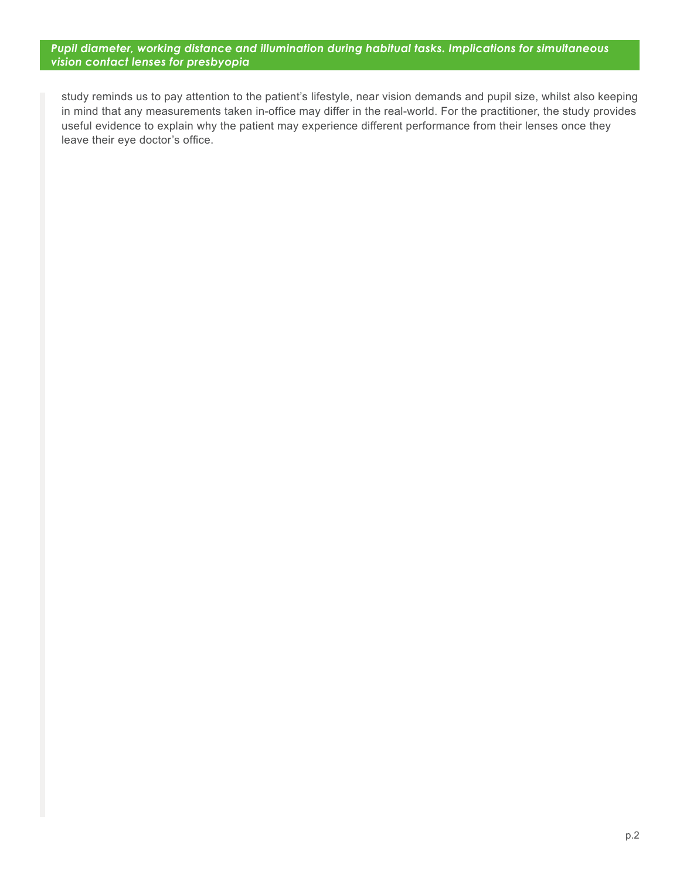study reminds us to pay attention to the patient's lifestyle, near vision demands and pupil size, whilst also keeping in mind that any measurements taken in-office may differ in the real-world. For the practitioner, the study provides useful evidence to explain why the patient may experience different performance from their lenses once they leave their eye doctor's office.